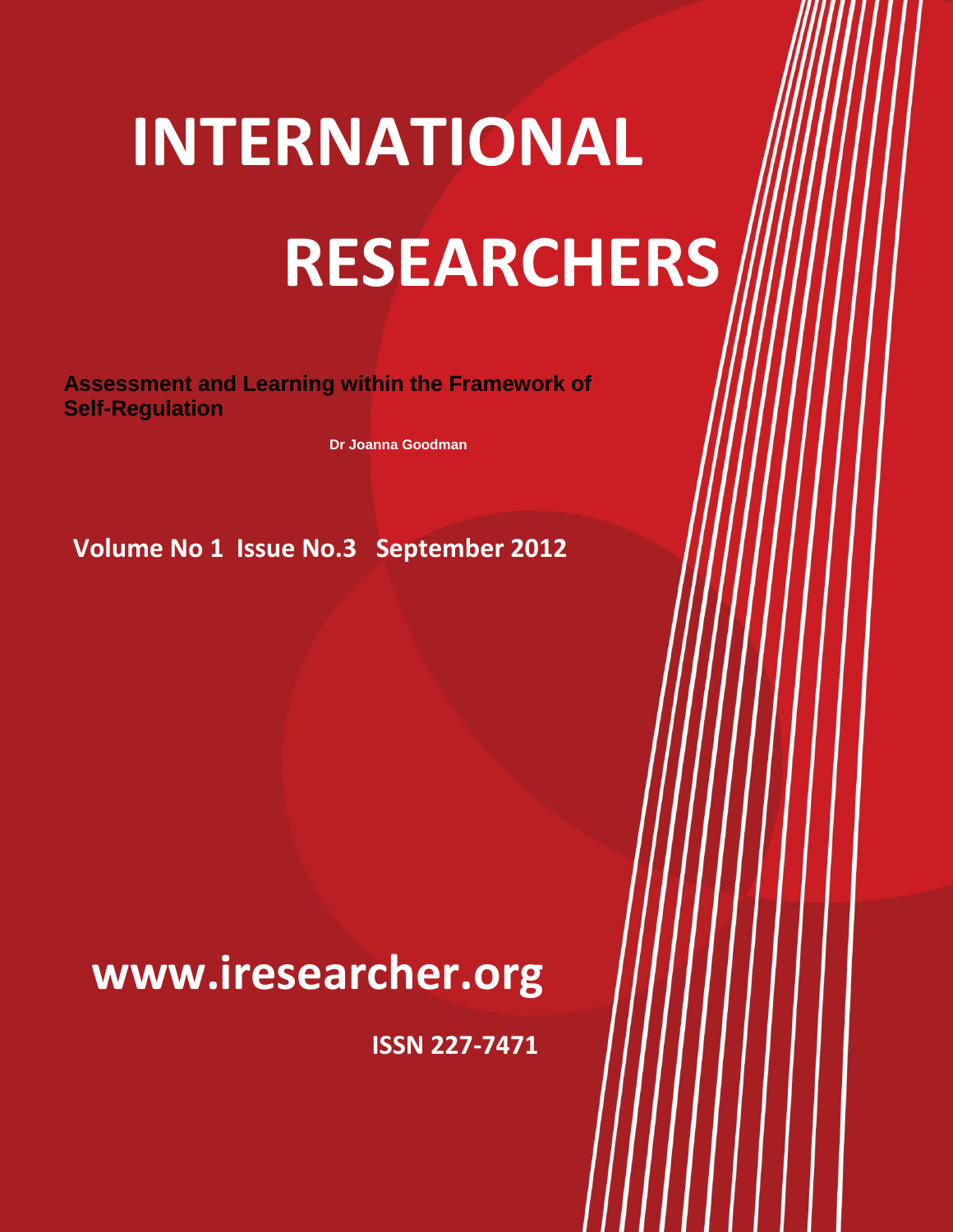# INTERNATIONAL RESEARCHERS

**Assessment and Learning within the Framework of Self-Regulation**

**Dr Joanna Goodman**

**Volume No 1 Issue No.3 September 2012**

**www.iresearcher.org**

**ISSN 227-7471**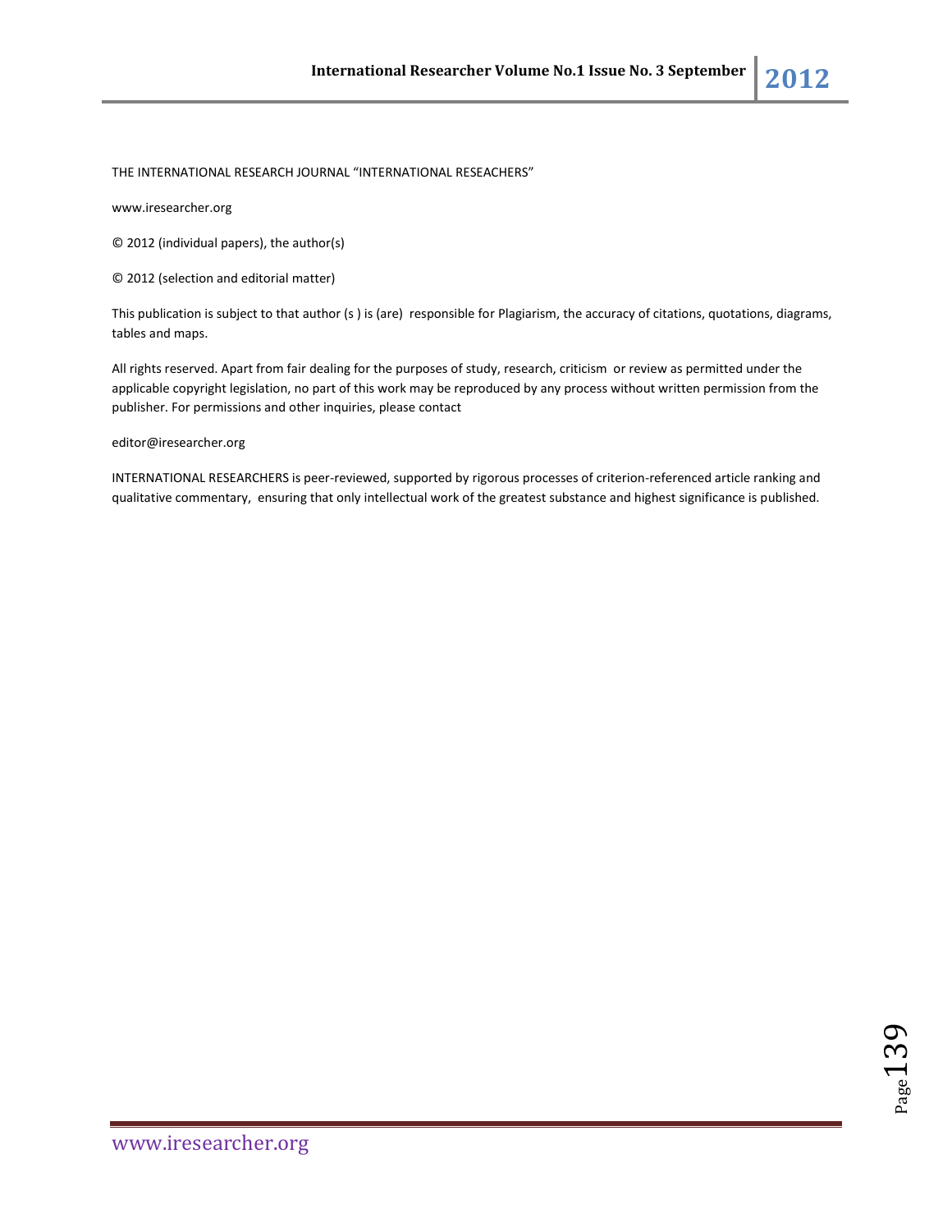THE INTERNATIONAL RESEARCH JOURNAL "INTERNATIONAL RESEACHERS"

www.iresearcher.org

© 2012 (individual papers), the author(s)

© 2012 (selection and editorial matter)

This publication is subject to that author (s ) is (are) responsible for Plagiarism, the accuracy of citations, quotations, diagrams, tables and maps.

All rights reserved. Apart from fair dealing for the purposes of study, research, criticism or review as permitted under the applicable copyright legislation, no part of this work may be reproduced by any process without written permission from the publisher. For permissions and other inquiries, please contact

editor@iresearcher.org

INTERNATIONAL RESEARCHERS is peer-reviewed, supported by rigorous processes of criterion-referenced article ranking and qualitative commentary, ensuring that only intellectual work of the greatest substance and highest significance is published.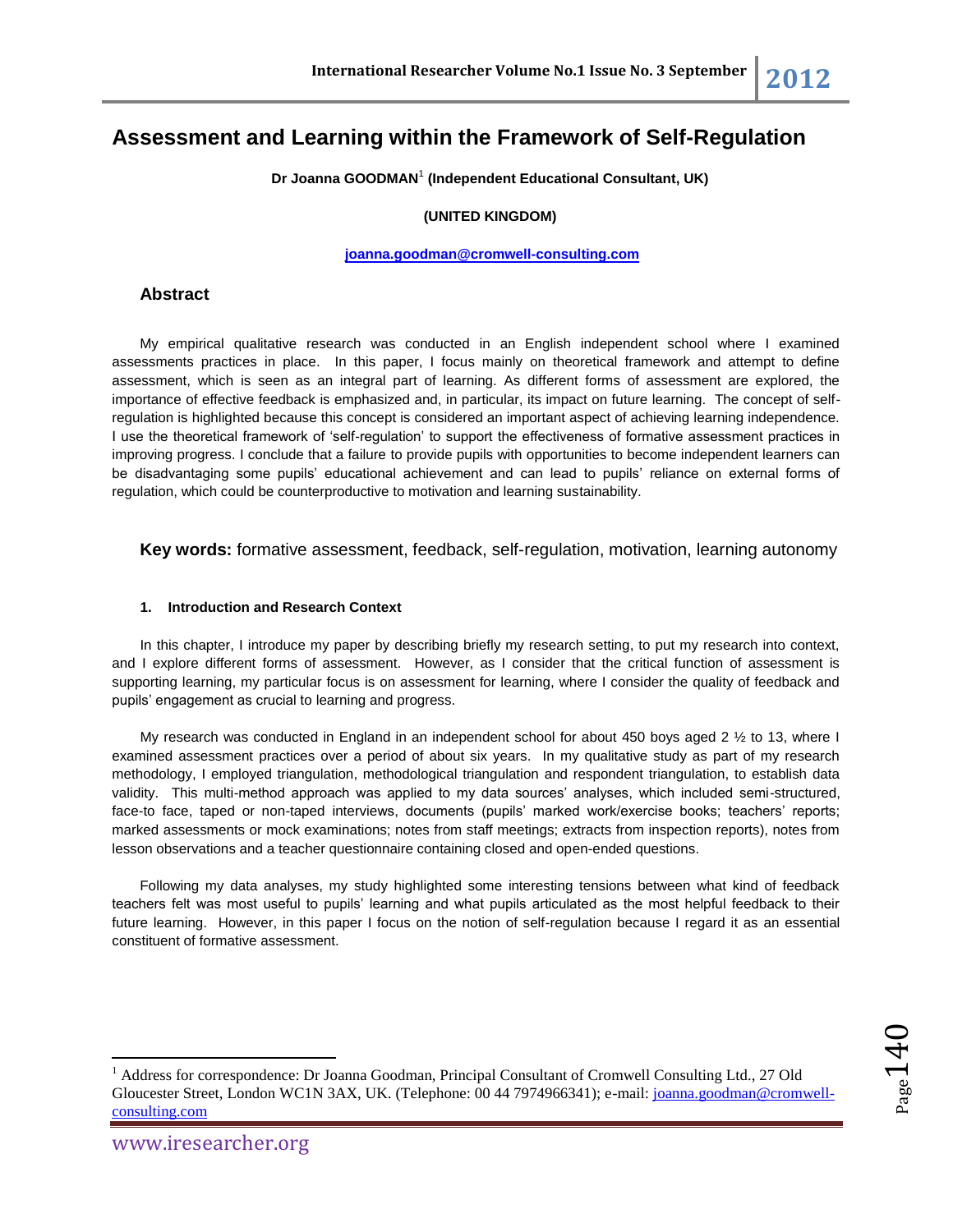# Assessment and Learning within the Framework of Self-Regulation

**Dr Joanna GOODMAN**[1] **(Independent Educational Consultant, UK)**

**(UNITED KINGDOM)**

**joanna.goodman@cromwell-consulting.com**

## Abstract

My empirical qualitative research was conducted in an English independent school where I examined assessments practices in place. In this paper, I focus mainly on theoretical framework and attempt to define assessment, which is seen as an integral part of learning. As different forms of assessment are explored, the importance of effective feedback is emphasized and, in particular, its impact on future learning. The concept of self-regulation is highlighted because this concept is considered an important aspect of achieving learning independence. I use the theoretical framework of 'self-regulation' to support the effectiveness of formative assessment practices in improving progress. I conclude that a failure to provide pupils with opportunities to become independent learners can be disadvantaging some pupils' educational achievement and can lead to pupils' reliance on external forms of regulation, which could be counterproductive to motivation and learning sustainability.

**Key words:** formative assessment, feedback, self-regulation, motivation, learning autonomy

#### 1. Introduction and Research Context

In this chapter, I introduce my paper by describing briefly my research setting, to put my research into context, and I explore different forms of assessment. However, as I consider that the critical function of assessment is supporting learning, my particular focus is on assessment for learning, where I consider the quality of feedback and pupils' engagement as crucial to learning and progress.

My research was conducted in England in an independent school for about 450 boys aged 2 ½ to 13, where I examined assessment practices over a period of about six years. In my qualitative study as part of my research methodology, I employed triangulation, methodological triangulation and respondent triangulation, to establish data validity. This multi-method approach was applied to my data sources' analyses, which included semi-structured, face-to face, taped or non-taped interviews, documents (pupils' marked work/exercise books; teachers' reports; marked assessments or mock examinations; notes from staff meetings; extracts from inspection reports), notes from lesson observations and a teacher questionnaire containing closed and open-ended questions.

Following my data analyses, my study highlighted some interesting tensions between what kind of feedback teachers felt was most useful to pupils' learning and what pupils articulated as the most helpful feedback to their future learning. However, in this paper I focus on the notion of self-regulation because I regard it as an essential constituent of formative assessment.

---

[1] Address for correspondence: Dr Joanna Goodman, Principal Consultant of Cromwell Consulting Ltd., 27 Old Gloucester Street, London WC1N 3AX, UK. (Telephone: 00 44 7974966341); e-mail: joanna.goodman@cromwell-consulting.com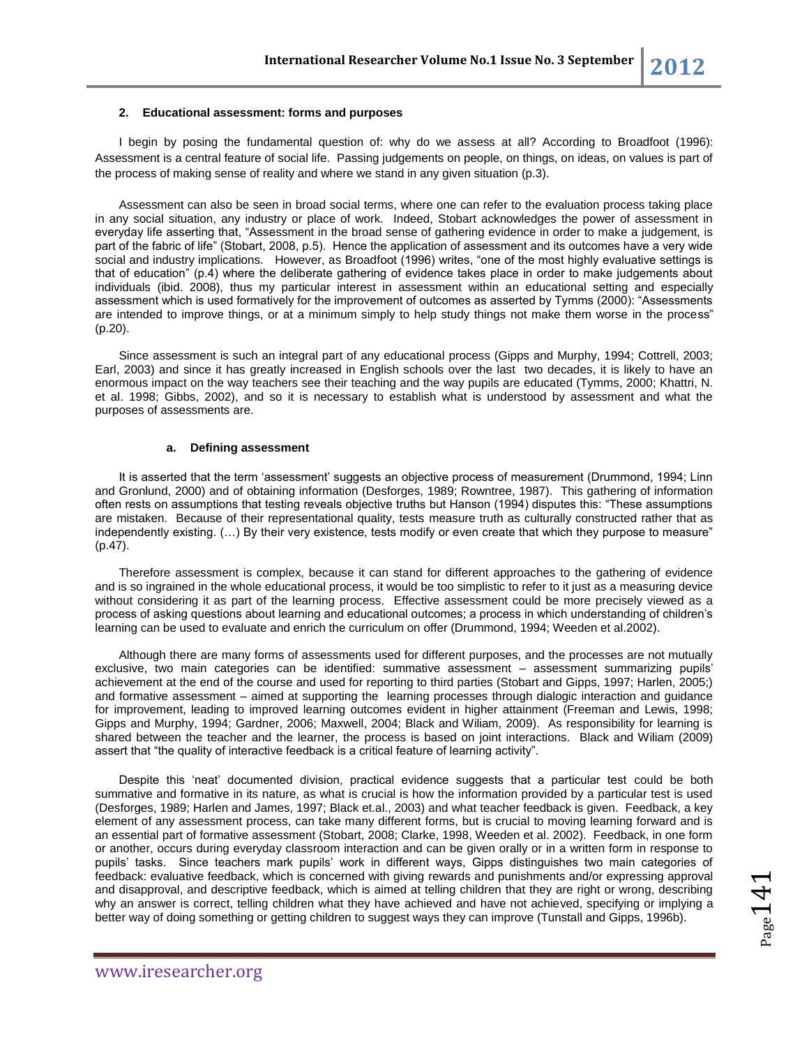## 2. Educational assessment: forms and purposes

I begin by posing the fundamental question of: why do we assess at all? According to Broadfoot (1996): Assessment is a central feature of social life. Passing judgements on people, on things, on ideas, on values is part of the process of making sense of reality and where we stand in any given situation (p.3).

Assessment can also be seen in broad social terms, where one can refer to the evaluation process taking place in any social situation, any industry or place of work. Indeed, Stobart acknowledges the power of assessment in everyday life asserting that, "Assessment in the broad sense of gathering evidence in order to make a judgement, is part of the fabric of life" (Stobart, 2008, p.5). Hence the application of assessment and its outcomes have a very wide social and industry implications. However, as Broadfoot (1996) writes, "one of the most highly evaluative settings is that of education" (p.4) where the deliberate gathering of evidence takes place in order to make judgements about individuals (ibid. 2008), thus my particular interest in assessment within an educational setting and especially assessment which is used formatively for the improvement of outcomes as asserted by Tymms (2000): "Assessments are intended to improve things, or at a minimum simply to help study things not make them worse in the process" (p.20).

Since assessment is such an integral part of any educational process (Gipps and Murphy, 1994; Cottrell, 2003; Earl, 2003) and since it has greatly increased in English schools over the last two decades, it is likely to have an enormous impact on the way teachers see their teaching and the way pupils are educated (Tymms, 2000; Khattri, N. et al. 1998; Gibbs, 2002), and so it is necessary to establish what is understood by assessment and what the purposes of assessments are.

### a. Defining assessment

It is asserted that the term 'assessment' suggests an objective process of measurement (Drummond, 1994; Linn and Gronlund, 2000) and of obtaining information (Desforges, 1989; Rowntree, 1987). This gathering of information often rests on assumptions that testing reveals objective truths but Hanson (1994) disputes this: "These assumptions are mistaken. Because of their representational quality, tests measure truth as culturally constructed rather that as independently existing. (…) By their very existence, tests modify or even create that which they purpose to measure" (p.47).

Therefore assessment is complex, because it can stand for different approaches to the gathering of evidence and is so ingrained in the whole educational process, it would be too simplistic to refer to it just as a measuring device without considering it as part of the learning process. Effective assessment could be more precisely viewed as a process of asking questions about learning and educational outcomes; a process in which understanding of children's learning can be used to evaluate and enrich the curriculum on offer (Drummond, 1994; Weeden et al.2002).

Although there are many forms of assessments used for different purposes, and the processes are not mutually exclusive, two main categories can be identified: summative assessment – assessment summarizing pupils' achievement at the end of the course and used for reporting to third parties (Stobart and Gipps, 1997; Harlen, 2005;) and formative assessment – aimed at supporting the learning processes through dialogic interaction and guidance for improvement, leading to improved learning outcomes evident in higher attainment (Freeman and Lewis, 1998; Gipps and Murphy, 1994; Gardner, 2006; Maxwell, 2004; Black and Wiliam, 2009). As responsibility for learning is shared between the teacher and the learner, the process is based on joint interactions. Black and Wiliam (2009) assert that "the quality of interactive feedback is a critical feature of learning activity".

Despite this 'neat' documented division, practical evidence suggests that a particular test could be both summative and formative in its nature, as what is crucial is how the information provided by a particular test is used (Desforges, 1989; Harlen and James, 1997; Black et.al., 2003) and what teacher feedback is given. Feedback, a key element of any assessment process, can take many different forms, but is crucial to moving learning forward and is an essential part of formative assessment (Stobart, 2008; Clarke, 1998, Weeden et al. 2002). Feedback, in one form or another, occurs during everyday classroom interaction and can be given orally or in a written form in response to pupils' tasks. Since teachers mark pupils' work in different ways, Gipps distinguishes two main categories of feedback: evaluative feedback, which is concerned with giving rewards and punishments and/or expressing approval and disapproval, and descriptive feedback, which is aimed at telling children that they are right or wrong, describing why an answer is correct, telling children what they have achieved and have not achieved, specifying or implying a better way of doing something or getting children to suggest ways they can improve (Tunstall and Gipps, 1996b).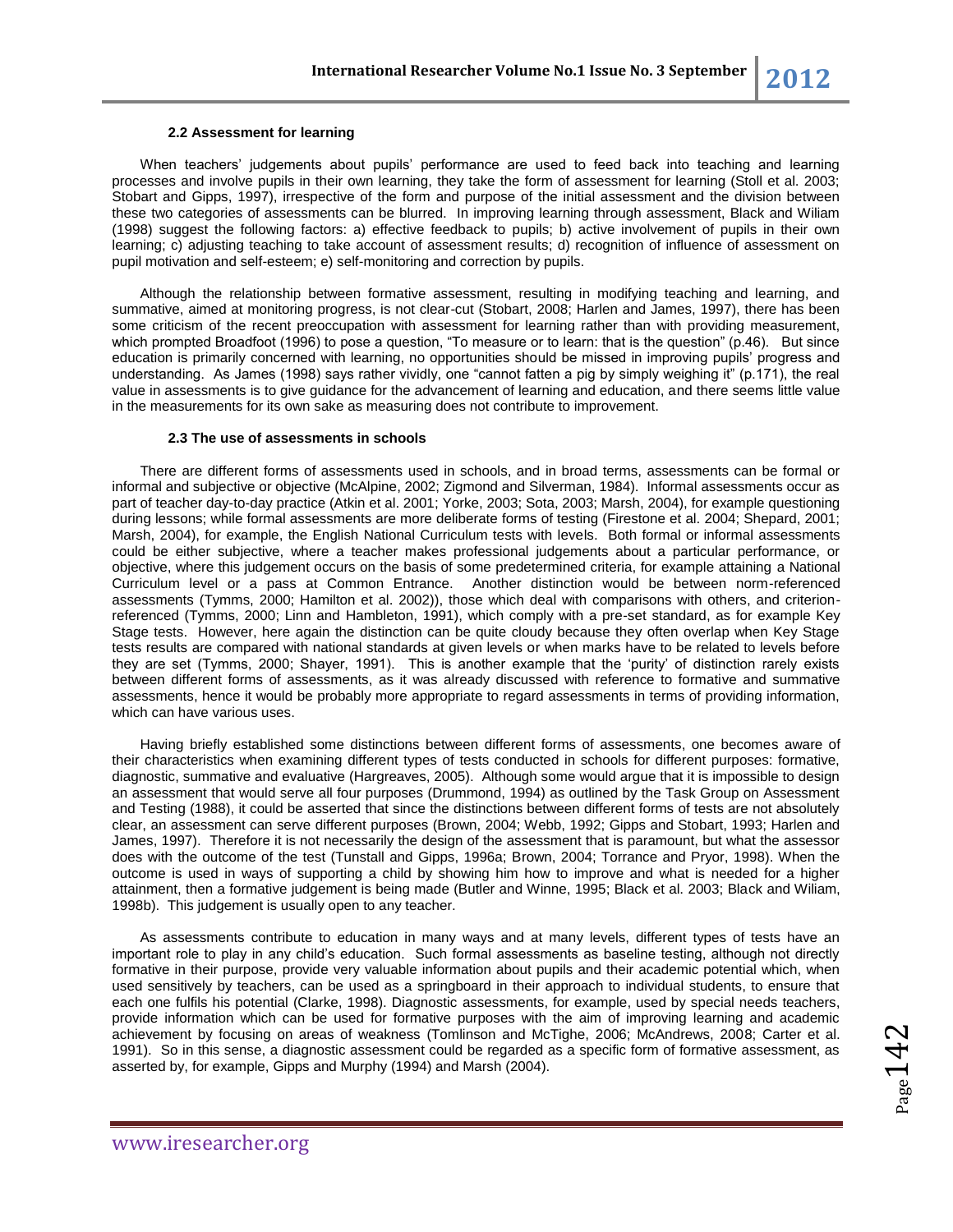### 2.2 Assessment for learning

When teachers' judgements about pupils' performance are used to feed back into teaching and learning processes and involve pupils in their own learning, they take the form of assessment for learning (Stoll et al. 2003; Stobart and Gipps, 1997), irrespective of the form and purpose of the initial assessment and the division between these two categories of assessments can be blurred. In improving learning through assessment, Black and Wiliam (1998) suggest the following factors: a) effective feedback to pupils; b) active involvement of pupils in their own learning; c) adjusting teaching to take account of assessment results; d) recognition of influence of assessment on pupil motivation and self-esteem; e) self-monitoring and correction by pupils.

Although the relationship between formative assessment, resulting in modifying teaching and learning, and summative, aimed at monitoring progress, is not clear-cut (Stobart, 2008; Harlen and James, 1997), there has been some criticism of the recent preoccupation with assessment for learning rather than with providing measurement, which prompted Broadfoot (1996) to pose a question, "To measure or to learn: that is the question" (p.46). But since education is primarily concerned with learning, no opportunities should be missed in improving pupils' progress and understanding. As James (1998) says rather vividly, one "cannot fatten a pig by simply weighing it" (p.171), the real value in assessments is to give guidance for the advancement of learning and education, and there seems little value in the measurements for its own sake as measuring does not contribute to improvement.

### 2.3 The use of assessments in schools

There are different forms of assessments used in schools, and in broad terms, assessments can be formal or informal and subjective or objective (McAlpine, 2002; Zigmond and Silverman, 1984). Informal assessments occur as part of teacher day-to-day practice (Atkin et al. 2001; Yorke, 2003; Sota, 2003; Marsh, 2004), for example questioning during lessons; while formal assessments are more deliberate forms of testing (Firestone et al. 2004; Shepard, 2001; Marsh, 2004), for example, the English National Curriculum tests with levels. Both formal or informal assessments could be either subjective, where a teacher makes professional judgements about a particular performance, or objective, where this judgement occurs on the basis of some predetermined criteria, for example attaining a National Curriculum level or a pass at Common Entrance. Another distinction would be between norm-referenced assessments (Tymms, 2000; Hamilton et al. 2002)), those which deal with comparisons with others, and criterion-referenced (Tymms, 2000; Linn and Hambleton, 1991), which comply with a pre-set standard, as for example Key Stage tests. However, here again the distinction can be quite cloudy because they often overlap when Key Stage tests results are compared with national standards at given levels or when marks have to be related to levels before they are set (Tymms, 2000; Shayer, 1991). This is another example that the 'purity' of distinction rarely exists between different forms of assessments, as it was already discussed with reference to formative and summative assessments, hence it would be probably more appropriate to regard assessments in terms of providing information, which can have various uses.

Having briefly established some distinctions between different forms of assessments, one becomes aware of their characteristics when examining different types of tests conducted in schools for different purposes: formative, diagnostic, summative and evaluative (Hargreaves, 2005). Although some would argue that it is impossible to design an assessment that would serve all four purposes (Drummond, 1994) as outlined by the Task Group on Assessment and Testing (1988), it could be asserted that since the distinctions between different forms of tests are not absolutely clear, an assessment can serve different purposes (Brown, 2004; Webb, 1992; Gipps and Stobart, 1993; Harlen and James, 1997). Therefore it is not necessarily the design of the assessment that is paramount, but what the assessor does with the outcome of the test (Tunstall and Gipps, 1996a; Brown, 2004; Torrance and Pryor, 1998). When the outcome is used in ways of supporting a child by showing him how to improve and what is needed for a higher attainment, then a formative judgement is being made (Butler and Winne, 1995; Black et al. 2003; Black and Wiliam, 1998b). This judgement is usually open to any teacher.

As assessments contribute to education in many ways and at many levels, different types of tests have an important role to play in any child's education. Such formal assessments as baseline testing, although not directly formative in their purpose, provide very valuable information about pupils and their academic potential which, when used sensitively by teachers, can be used as a springboard in their approach to individual students, to ensure that each one fulfils his potential (Clarke, 1998). Diagnostic assessments, for example, used by special needs teachers, provide information which can be used for formative purposes with the aim of improving learning and academic achievement by focusing on areas of weakness (Tomlinson and McTighe, 2006; McAndrews, 2008; Carter et al. 1991). So in this sense, a diagnostic assessment could be regarded as a specific form of formative assessment, as asserted by, for example, Gipps and Murphy (1994) and Marsh (2004).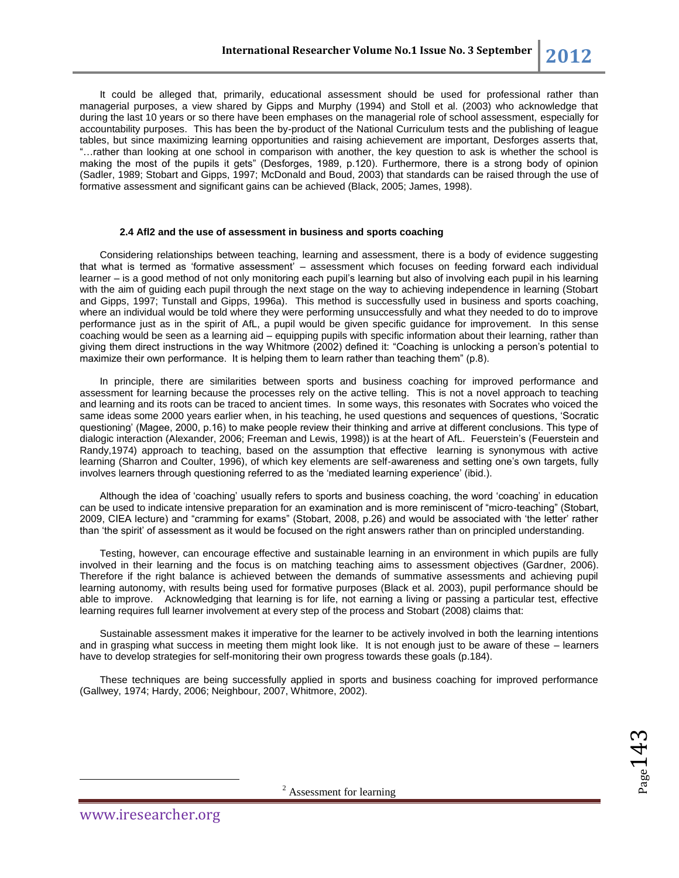It could be alleged that, primarily, educational assessment should be used for professional rather than managerial purposes, a view shared by Gipps and Murphy (1994) and Stoll et al. (2003) who acknowledge that during the last 10 years or so there have been emphases on the managerial role of school assessment, especially for accountability purposes. This has been the by-product of the National Curriculum tests and the publishing of league tables, but since maximizing learning opportunities and raising achievement are important, Desforges asserts that, "…rather than looking at one school in comparison with another, the key question to ask is whether the school is making the most of the pupils it gets" (Desforges, 1989, p.120). Furthermore, there is a strong body of opinion (Sadler, 1989; Stobart and Gipps, 1997; McDonald and Boud, 2003) that standards can be raised through the use of formative assessment and significant gains can be achieved (Black, 2005; James, 1998).

#### 2.4 Afl[2] and the use of assessment in business and sports coaching

Considering relationships between teaching, learning and assessment, there is a body of evidence suggesting that what is termed as 'formative assessment' – assessment which focuses on feeding forward each individual learner – is a good method of not only monitoring each pupil's learning but also of involving each pupil in his learning with the aim of guiding each pupil through the next stage on the way to achieving independence in learning (Stobart and Gipps, 1997; Tunstall and Gipps, 1996a). This method is successfully used in business and sports coaching, where an individual would be told where they were performing unsuccessfully and what they needed to do to improve performance just as in the spirit of AfL, a pupil would be given specific guidance for improvement. In this sense coaching would be seen as a learning aid – equipping pupils with specific information about their learning, rather than giving them direct instructions in the way Whitmore (2002) defined it: "Coaching is unlocking a person's potential to maximize their own performance. It is helping them to learn rather than teaching them" (p.8).

In principle, there are similarities between sports and business coaching for improved performance and assessment for learning because the processes rely on the active telling. This is not a novel approach to teaching and learning and its roots can be traced to ancient times. In some ways, this resonates with Socrates who voiced the same ideas some 2000 years earlier when, in his teaching, he used questions and sequences of questions, 'Socratic questioning' (Magee, 2000, p.16) to make people review their thinking and arrive at different conclusions. This type of dialogic interaction (Alexander, 2006; Freeman and Lewis, 1998)) is at the heart of AfL. Feuerstein's (Feuerstein and Randy,1974) approach to teaching, based on the assumption that effective learning is synonymous with active learning (Sharron and Coulter, 1996), of which key elements are self-awareness and setting one's own targets, fully involves learners through questioning referred to as the 'mediated learning experience' (ibid.).

Although the idea of 'coaching' usually refers to sports and business coaching, the word 'coaching' in education can be used to indicate intensive preparation for an examination and is more reminiscent of "micro-teaching" (Stobart, 2009, CIEA lecture) and "cramming for exams" (Stobart, 2008, p.26) and would be associated with 'the letter' rather than 'the spirit' of assessment as it would be focused on the right answers rather than on principled understanding.

Testing, however, can encourage effective and sustainable learning in an environment in which pupils are fully involved in their learning and the focus is on matching teaching aims to assessment objectives (Gardner, 2006). Therefore if the right balance is achieved between the demands of summative assessments and achieving pupil learning autonomy, with results being used for formative purposes (Black et al. 2003), pupil performance should be able to improve. Acknowledging that learning is for life, not earning a living or passing a particular test, effective learning requires full learner involvement at every step of the process and Stobart (2008) claims that:

Sustainable assessment makes it imperative for the learner to be actively involved in both the learning intentions and in grasping what success in meeting them might look like. It is not enough just to be aware of these – learners have to develop strategies for self-monitoring their own progress towards these goals (p.184).

These techniques are being successfully applied in sports and business coaching for improved performance (Gallwey, 1974; Hardy, 2006; Neighbour, 2007, Whitmore, 2002).

[2] Assessment for learning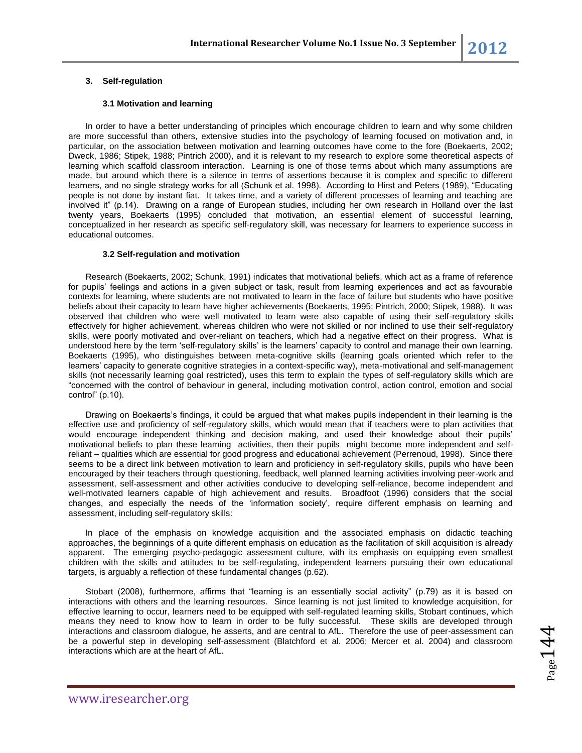### 3. Self-regulation

#### 3.1 Motivation and learning

In order to have a better understanding of principles which encourage children to learn and why some children are more successful than others, extensive studies into the psychology of learning focused on motivation and, in particular, on the association between motivation and learning outcomes have come to the fore (Boekaerts, 2002; Dweck, 1986; Stipek, 1988; Pintrich 2000), and it is relevant to my research to explore some theoretical aspects of learning which scaffold classroom interaction. Learning is one of those terms about which many assumptions are made, but around which there is a silence in terms of assertions because it is complex and specific to different learners, and no single strategy works for all (Schunk et al. 1998). According to Hirst and Peters (1989), "Educating people is not done by instant fiat. It takes time, and a variety of different processes of learning and teaching are involved it" (p.14). Drawing on a range of European studies, including her own research in Holland over the last twenty years, Boekaerts (1995) concluded that motivation, an essential element of successful learning, conceptualized in her research as specific self-regulatory skill, was necessary for learners to experience success in educational outcomes.

#### 3.2 Self-regulation and motivation

Research (Boekaerts, 2002; Schunk, 1991) indicates that motivational beliefs, which act as a frame of reference for pupils' feelings and actions in a given subject or task, result from learning experiences and act as favourable contexts for learning, where students are not motivated to learn in the face of failure but students who have positive beliefs about their capacity to learn have higher achievements (Boekaerts, 1995; Pintrich, 2000; Stipek, 1988). It was observed that children who were well motivated to learn were also capable of using their self-regulatory skills effectively for higher achievement, whereas children who were not skilled or nor inclined to use their self-regulatory skills, were poorly motivated and over-reliant on teachers, which had a negative effect on their progress. What is understood here by the term 'self-regulatory skills' is the learners' capacity to control and manage their own learning. Boekaerts (1995), who distinguishes between meta-cognitive skills (learning goals oriented which refer to the learners' capacity to generate cognitive strategies in a context-specific way), meta-motivational and self-management skills (not necessarily learning goal restricted), uses this term to explain the types of self-regulatory skills which are "concerned with the control of behaviour in general, including motivation control, action control, emotion and social control" (p.10).

Drawing on Boekaerts's findings, it could be argued that what makes pupils independent in their learning is the effective use and proficiency of self-regulatory skills, which would mean that if teachers were to plan activities that would encourage independent thinking and decision making, and used their knowledge about their pupils' motivational beliefs to plan these learning activities, then their pupils might become more independent and self-reliant – qualities which are essential for good progress and educational achievement (Perrenoud, 1998). Since there seems to be a direct link between motivation to learn and proficiency in self-regulatory skills, pupils who have been encouraged by their teachers through questioning, feedback, well planned learning activities involving peer-work and assessment, self-assessment and other activities conducive to developing self-reliance, become independent and well-motivated learners capable of high achievement and results. Broadfoot (1996) considers that the social changes, and especially the needs of the 'information society', require different emphasis on learning and assessment, including self-regulatory skills:

> In place of the emphasis on knowledge acquisition and the associated emphasis on didactic teaching approaches, the beginnings of a quite different emphasis on education as the facilitation of skill acquisition is already apparent. The emerging psycho-pedagogic assessment culture, with its emphasis on equipping even smallest children with the skills and attitudes to be self-regulating, independent learners pursuing their own educational targets, is arguably a reflection of these fundamental changes (p.62).

Stobart (2008), furthermore, affirms that "learning is an essentially social activity" (p.79) as it is based on interactions with others and the learning resources. Since learning is not just limited to knowledge acquisition, for effective learning to occur, learners need to be equipped with self-regulated learning skills, Stobart continues, which means they need to know how to learn in order to be fully successful. These skills are developed through interactions and classroom dialogue, he asserts, and are central to AfL. Therefore the use of peer-assessment can be a powerful step in developing self-assessment (Blatchford et al. 2006; Mercer et al. 2004) and classroom interactions which are at the heart of AfL.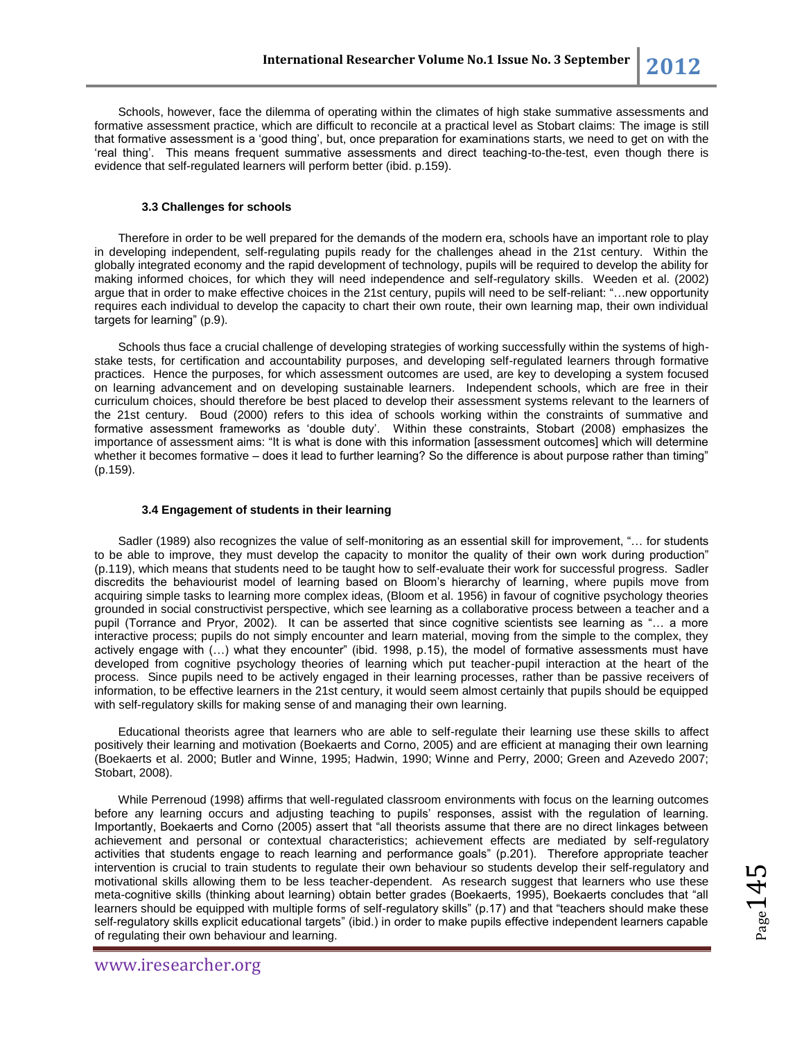Schools, however, face the dilemma of operating within the climates of high stake summative assessments and formative assessment practice, which are difficult to reconcile at a practical level as Stobart claims: The image is still that formative assessment is a 'good thing', but, once preparation for examinations starts, we need to get on with the 'real thing'. This means frequent summative assessments and direct teaching-to-the-test, even though there is evidence that self-regulated learners will perform better (ibid. p.159).

### 3.3 Challenges for schools

Therefore in order to be well prepared for the demands of the modern era, schools have an important role to play in developing independent, self-regulating pupils ready for the challenges ahead in the 21st century. Within the globally integrated economy and the rapid development of technology, pupils will be required to develop the ability for making informed choices, for which they will need independence and self-regulatory skills. Weeden et al. (2002) argue that in order to make effective choices in the 21st century, pupils will need to be self-reliant: "…new opportunity requires each individual to develop the capacity to chart their own route, their own learning map, their own individual targets for learning" (p.9).

Schools thus face a crucial challenge of developing strategies of working successfully within the systems of high-stake tests, for certification and accountability purposes, and developing self-regulated learners through formative practices. Hence the purposes, for which assessment outcomes are used, are key to developing a system focused on learning advancement and on developing sustainable learners. Independent schools, which are free in their curriculum choices, should therefore be best placed to develop their assessment systems relevant to the learners of the 21st century. Boud (2000) refers to this idea of schools working within the constraints of summative and formative assessment frameworks as 'double duty'. Within these constraints, Stobart (2008) emphasizes the importance of assessment aims: "It is what is done with this information [assessment outcomes] which will determine whether it becomes formative – does it lead to further learning? So the difference is about purpose rather than timing" (p.159).

### 3.4 Engagement of students in their learning

Sadler (1989) also recognizes the value of self-monitoring as an essential skill for improvement, "… for students to be able to improve, they must develop the capacity to monitor the quality of their own work during production" (p.119), which means that students need to be taught how to self-evaluate their work for successful progress. Sadler discredits the behaviourist model of learning based on Bloom's hierarchy of learning, where pupils move from acquiring simple tasks to learning more complex ideas, (Bloom et al. 1956) in favour of cognitive psychology theories grounded in social constructivist perspective, which see learning as a collaborative process between a teacher and a pupil (Torrance and Pryor, 2002). It can be asserted that since cognitive scientists see learning as "… a more interactive process; pupils do not simply encounter and learn material, moving from the simple to the complex, they actively engage with (…) what they encounter" (ibid. 1998, p.15), the model of formative assessments must have developed from cognitive psychology theories of learning which put teacher-pupil interaction at the heart of the process. Since pupils need to be actively engaged in their learning processes, rather than be passive receivers of information, to be effective learners in the 21st century, it would seem almost certainly that pupils should be equipped with self-regulatory skills for making sense of and managing their own learning.

Educational theorists agree that learners who are able to self-regulate their learning use these skills to affect positively their learning and motivation (Boekaerts and Corno, 2005) and are efficient at managing their own learning (Boekaerts et al. 2000; Butler and Winne, 1995; Hadwin, 1990; Winne and Perry, 2000; Green and Azevedo 2007; Stobart, 2008).

While Perrenoud (1998) affirms that well-regulated classroom environments with focus on the learning outcomes before any learning occurs and adjusting teaching to pupils' responses, assist with the regulation of learning. Importantly, Boekaerts and Corno (2005) assert that "all theorists assume that there are no direct linkages between achievement and personal or contextual characteristics; achievement effects are mediated by self-regulatory activities that students engage to reach learning and performance goals" (p.201). Therefore appropriate teacher intervention is crucial to train students to regulate their own behaviour so students develop their self-regulatory and motivational skills allowing them to be less teacher-dependent. As research suggest that learners who use these meta-cognitive skills (thinking about learning) obtain better grades (Boekaerts, 1995), Boekaerts concludes that "all learners should be equipped with multiple forms of self-regulatory skills" (p.17) and that "teachers should make these self-regulatory skills explicit educational targets" (ibid.) in order to make pupils effective independent learners capable of regulating their own behaviour and learning.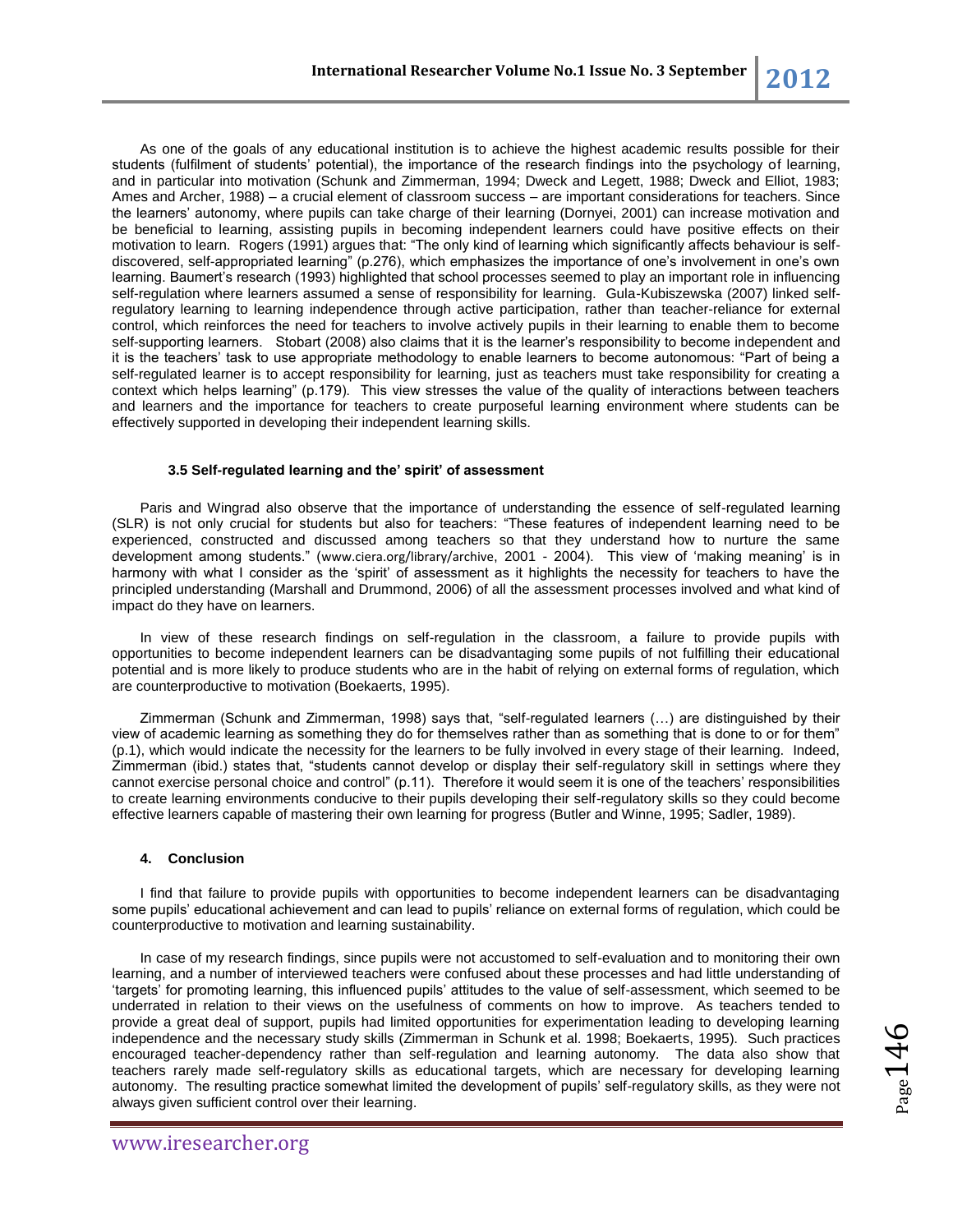As one of the goals of any educational institution is to achieve the highest academic results possible for their students (fulfilment of students' potential), the importance of the research findings into the psychology of learning, and in particular into motivation (Schunk and Zimmerman, 1994; Dweck and Legett, 1988; Dweck and Elliot, 1983; Ames and Archer, 1988) – a crucial element of classroom success – are important considerations for teachers. Since the learners' autonomy, where pupils can take charge of their learning (Dornyei, 2001) can increase motivation and be beneficial to learning, assisting pupils in becoming independent learners could have positive effects on their motivation to learn. Rogers (1991) argues that: "The only kind of learning which significantly affects behaviour is self-discovered, self-appropriated learning" (p.276), which emphasizes the importance of one's involvement in one's own learning. Baumert's research (1993) highlighted that school processes seemed to play an important role in influencing self-regulation where learners assumed a sense of responsibility for learning. Gula-Kubiszewska (2007) linked self-regulatory learning to learning independence through active participation, rather than teacher-reliance for external control, which reinforces the need for teachers to involve actively pupils in their learning to enable them to become self-supporting learners. Stobart (2008) also claims that it is the learner's responsibility to become independent and it is the teachers' task to use appropriate methodology to enable learners to become autonomous: "Part of being a self-regulated learner is to accept responsibility for learning, just as teachers must take responsibility for creating a context which helps learning" (p.179). This view stresses the value of the quality of interactions between teachers and learners and the importance for teachers to create purposeful learning environment where students can be effectively supported in developing their independent learning skills.

### 3.5 Self-regulated learning and the' spirit' of assessment

Paris and Wingrad also observe that the importance of understanding the essence of self-regulated learning (SLR) is not only crucial for students but also for teachers: "These features of independent learning need to be experienced, constructed and discussed among teachers so that they understand how to nurture the same development among students." (www.ciera.org/library/archive, 2001 - 2004). This view of 'making meaning' is in harmony with what I consider as the 'spirit' of assessment as it highlights the necessity for teachers to have the principled understanding (Marshall and Drummond, 2006) of all the assessment processes involved and what kind of impact do they have on learners.

In view of these research findings on self-regulation in the classroom, a failure to provide pupils with opportunities to become independent learners can be disadvantaging some pupils of not fulfilling their educational potential and is more likely to produce students who are in the habit of relying on external forms of regulation, which are counterproductive to motivation (Boekaerts, 1995).

Zimmerman (Schunk and Zimmerman, 1998) says that, "self-regulated learners (…) are distinguished by their view of academic learning as something they do for themselves rather than as something that is done to or for them" (p.1), which would indicate the necessity for the learners to be fully involved in every stage of their learning. Indeed, Zimmerman (ibid.) states that, "students cannot develop or display their self-regulatory skill in settings where they cannot exercise personal choice and control" (p.11). Therefore it would seem it is one of the teachers' responsibilities to create learning environments conducive to their pupils developing their self-regulatory skills so they could become effective learners capable of mastering their own learning for progress (Butler and Winne, 1995; Sadler, 1989).

## 4. Conclusion

I find that failure to provide pupils with opportunities to become independent learners can be disadvantaging some pupils' educational achievement and can lead to pupils' reliance on external forms of regulation, which could be counterproductive to motivation and learning sustainability.

In case of my research findings, since pupils were not accustomed to self-evaluation and to monitoring their own learning, and a number of interviewed teachers were confused about these processes and had little understanding of 'targets' for promoting learning, this influenced pupils' attitudes to the value of self-assessment, which seemed to be underrated in relation to their views on the usefulness of comments on how to improve. As teachers tended to provide a great deal of support, pupils had limited opportunities for experimentation leading to developing learning independence and the necessary study skills (Zimmerman in Schunk et al. 1998; Boekaerts, 1995). Such practices encouraged teacher-dependency rather than self-regulation and learning autonomy. The data also show that teachers rarely made self-regulatory skills as educational targets, which are necessary for developing learning autonomy. The resulting practice somewhat limited the development of pupils' self-regulatory skills, as they were not always given sufficient control over their learning.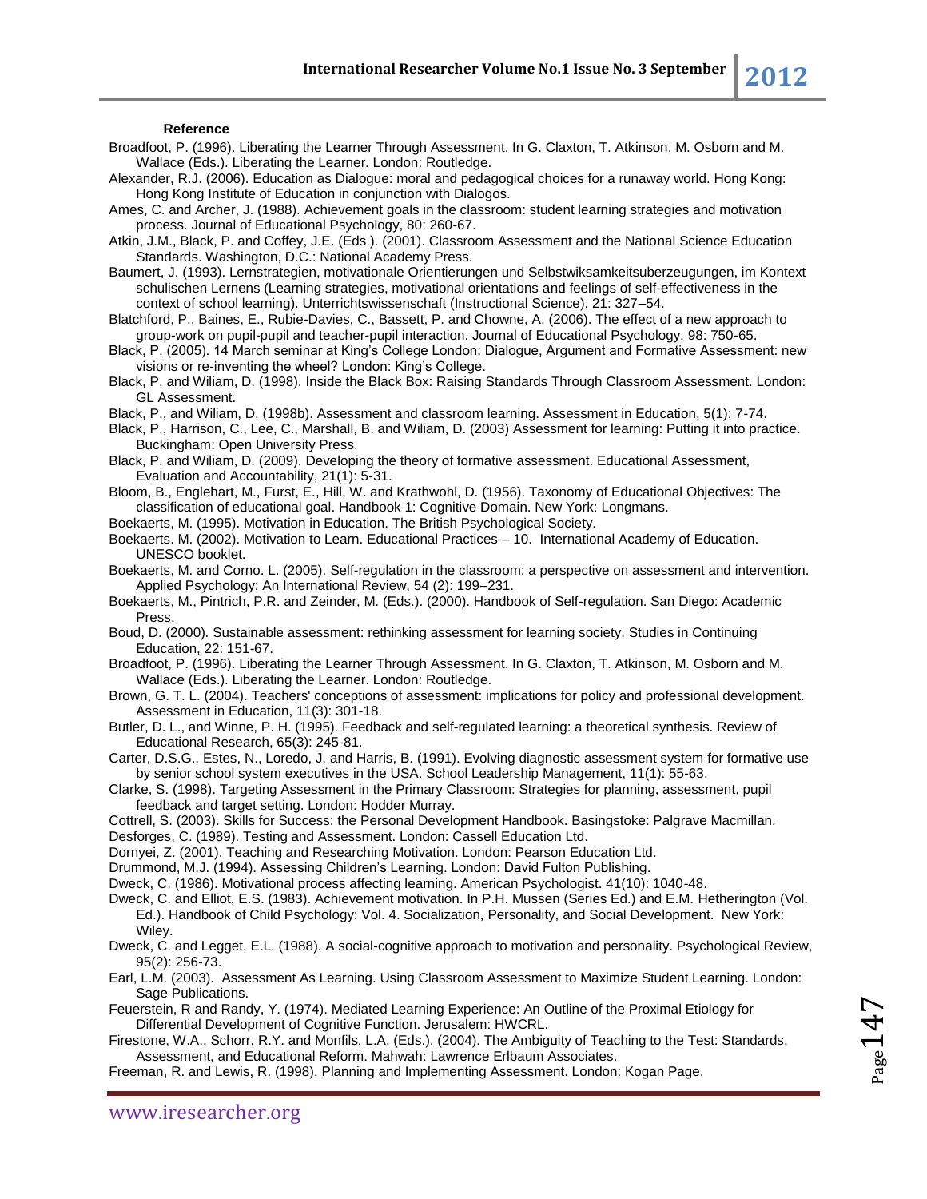**Reference**

Broadfoot, P. (1996). Liberating the Learner Through Assessment. In G. Claxton, T. Atkinson, M. Osborn and M. Wallace (Eds.). Liberating the Learner. London: Routledge.

Alexander, R.J. (2006). Education as Dialogue: moral and pedagogical choices for a runaway world. Hong Kong: Hong Kong Institute of Education in conjunction with Dialogos.

Ames, C. and Archer, J. (1988). Achievement goals in the classroom: student learning strategies and motivation process. Journal of Educational Psychology, 80: 260-67.

Atkin, J.M., Black, P. and Coffey, J.E. (Eds.). (2001). Classroom Assessment and the National Science Education Standards. Washington, D.C.: National Academy Press.

Baumert, J. (1993). Lernstrategien, motivationale Orientierungen und Selbstwiksamkeitsuberzeugungen, im Kontext schulischen Lernens (Learning strategies, motivational orientations and feelings of self-effectiveness in the context of school learning). Unterrichtswissenschaft (Instructional Science), 21: 327–54.

Blatchford, P., Baines, E., Rubie-Davies, C., Bassett, P. and Chowne, A. (2006). The effect of a new approach to group-work on pupil-pupil and teacher-pupil interaction. Journal of Educational Psychology, 98: 750-65.

Black, P. (2005). 14 March seminar at King's College London: Dialogue, Argument and Formative Assessment: new visions or re-inventing the wheel? London: King's College.

Black, P. and Wiliam, D. (1998). Inside the Black Box: Raising Standards Through Classroom Assessment. London: GL Assessment.

Black, P., and Wiliam, D. (1998b). Assessment and classroom learning. Assessment in Education, 5(1): 7-74.

Black, P., Harrison, C., Lee, C., Marshall, B. and Wiliam, D. (2003) Assessment for learning: Putting it into practice. Buckingham: Open University Press.

Black, P. and Wiliam, D. (2009). Developing the theory of formative assessment. Educational Assessment, Evaluation and Accountability, 21(1): 5-31.

Bloom, B., Englehart, M., Furst, E., Hill, W. and Krathwohl, D. (1956). Taxonomy of Educational Objectives: The classification of educational goal. Handbook 1: Cognitive Domain. New York: Longmans.

Boekaerts, M. (1995). Motivation in Education. The British Psychological Society.

Boekaerts. M. (2002). Motivation to Learn. Educational Practices – 10. International Academy of Education. UNESCO booklet.

Boekaerts, M. and Corno. L. (2005). Self-regulation in the classroom: a perspective on assessment and intervention. Applied Psychology: An International Review, 54 (2): 199–231.

Boekaerts, M., Pintrich, P.R. and Zeinder, M. (Eds.). (2000). Handbook of Self-regulation. San Diego: Academic Press.

Boud, D. (2000). Sustainable assessment: rethinking assessment for learning society. Studies in Continuing Education, 22: 151-67.

Broadfoot, P. (1996). Liberating the Learner Through Assessment. In G. Claxton, T. Atkinson, M. Osborn and M. Wallace (Eds.). Liberating the Learner. London: Routledge.

Brown, G. T. L. (2004). Teachers' conceptions of assessment: implications for policy and professional development. Assessment in Education, 11(3): 301-18.

Butler, D. L., and Winne, P. H. (1995). Feedback and self-regulated learning: a theoretical synthesis. Review of Educational Research, 65(3): 245-81.

Carter, D.S.G., Estes, N., Loredo, J. and Harris, B. (1991). Evolving diagnostic assessment system for formative use by senior school system executives in the USA. School Leadership Management, 11(1): 55-63.

Clarke, S. (1998). Targeting Assessment in the Primary Classroom: Strategies for planning, assessment, pupil feedback and target setting. London: Hodder Murray.

Cottrell, S. (2003). Skills for Success: the Personal Development Handbook. Basingstoke: Palgrave Macmillan.

Desforges, C. (1989). Testing and Assessment. London: Cassell Education Ltd.

Dornyei, Z. (2001). Teaching and Researching Motivation. London: Pearson Education Ltd.

Drummond, M.J. (1994). Assessing Children's Learning. London: David Fulton Publishing.

Dweck, C. (1986). Motivational process affecting learning. American Psychologist. 41(10): 1040-48.

Dweck, C. and Elliot, E.S. (1983). Achievement motivation. In P.H. Mussen (Series Ed.) and E.M. Hetherington (Vol. Ed.). Handbook of Child Psychology: Vol. 4. Socialization, Personality, and Social Development. New York: Wiley.

Dweck, C. and Legget, E.L. (1988). A social-cognitive approach to motivation and personality. Psychological Review, 95(2): 256-73.

Earl, L.M. (2003). Assessment As Learning. Using Classroom Assessment to Maximize Student Learning. London: Sage Publications.

Feuerstein, R and Randy, Y. (1974). Mediated Learning Experience: An Outline of the Proximal Etiology for Differential Development of Cognitive Function. Jerusalem: HWCRL.

Firestone, W.A., Schorr, R.Y. and Monfils, L.A. (Eds.). (2004). The Ambiguity of Teaching to the Test: Standards, Assessment, and Educational Reform. Mahwah: Lawrence Erlbaum Associates.

Freeman, R. and Lewis, R. (1998). Planning and Implementing Assessment. London: Kogan Page.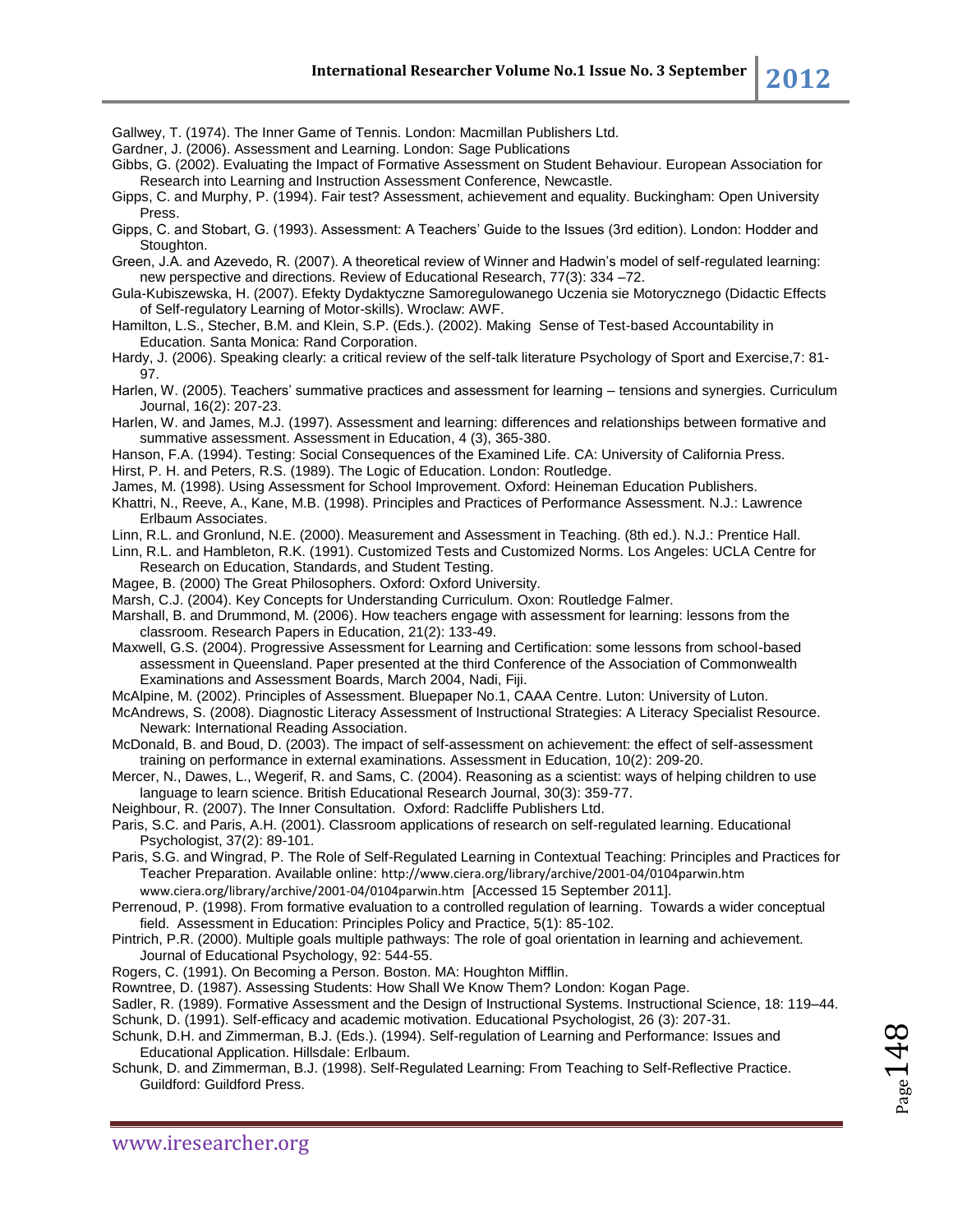Gallwey, T. (1974). The Inner Game of Tennis. London: Macmillan Publishers Ltd.

Gardner, J. (2006). Assessment and Learning. London: Sage Publications

Gibbs, G. (2002). Evaluating the Impact of Formative Assessment on Student Behaviour. European Association for Research into Learning and Instruction Assessment Conference, Newcastle.

Gipps, C. and Murphy, P. (1994). Fair test? Assessment, achievement and equality. Buckingham: Open University Press.

Gipps, C. and Stobart, G. (1993). Assessment: A Teachers' Guide to the Issues (3rd edition). London: Hodder and Stoughton.

Green, J.A. and Azevedo, R. (2007). A theoretical review of Winner and Hadwin's model of self-regulated learning: new perspective and directions. Review of Educational Research, 77(3): 334 –72.

Gula-Kubiszewska, H. (2007). Efekty Dydaktyczne Samoregulowanego Uczenia sie Motorycznego (Didactic Effects of Self-regulatory Learning of Motor-skills). Wroclaw: AWF.

Hamilton, L.S., Stecher, B.M. and Klein, S.P. (Eds.). (2002). Making Sense of Test-based Accountability in Education. Santa Monica: Rand Corporation.

Hardy, J. (2006). Speaking clearly: a critical review of the self-talk literature Psychology of Sport and Exercise,7: 81-97.

Harlen, W. (2005). Teachers' summative practices and assessment for learning – tensions and synergies. Curriculum Journal, 16(2): 207-23.

Harlen, W. and James, M.J. (1997). Assessment and learning: differences and relationships between formative and summative assessment. Assessment in Education, 4 (3), 365-380.

Hanson, F.A. (1994). Testing: Social Consequences of the Examined Life. CA: University of California Press.

Hirst, P. H. and Peters, R.S. (1989). The Logic of Education. London: Routledge.

James, M. (1998). Using Assessment for School Improvement. Oxford: Heineman Education Publishers.

Khattri, N., Reeve, A., Kane, M.B. (1998). Principles and Practices of Performance Assessment. N.J.: Lawrence Erlbaum Associates.

Linn, R.L. and Gronlund, N.E. (2000). Measurement and Assessment in Teaching. (8th ed.). N.J.: Prentice Hall.

Linn, R.L. and Hambleton, R.K. (1991). Customized Tests and Customized Norms. Los Angeles: UCLA Centre for Research on Education, Standards, and Student Testing.

Magee, B. (2000) The Great Philosophers. Oxford: Oxford University.

Marsh, C.J. (2004). Key Concepts for Understanding Curriculum. Oxon: Routledge Falmer.

Marshall, B. and Drummond, M. (2006). How teachers engage with assessment for learning: lessons from the classroom. Research Papers in Education, 21(2): 133-49.

Maxwell, G.S. (2004). Progressive Assessment for Learning and Certification: some lessons from school-based assessment in Queensland. Paper presented at the third Conference of the Association of Commonwealth Examinations and Assessment Boards, March 2004, Nadi, Fiji.

McAlpine, M. (2002). Principles of Assessment. Bluepaper No.1, CAAA Centre. Luton: University of Luton.

McAndrews, S. (2008). Diagnostic Literacy Assessment of Instructional Strategies: A Literacy Specialist Resource. Newark: International Reading Association.

McDonald, B. and Boud, D. (2003). The impact of self-assessment on achievement: the effect of self-assessment training on performance in external examinations. Assessment in Education, 10(2): 209-20.

Mercer, N., Dawes, L., Wegerif, R. and Sams, C. (2004). Reasoning as a scientist: ways of helping children to use language to learn science. British Educational Research Journal, 30(3): 359-77.

Neighbour, R. (2007). The Inner Consultation. Oxford: Radcliffe Publishers Ltd.

Paris, S.C. and Paris, A.H. (2001). Classroom applications of research on self-regulated learning. Educational Psychologist, 37(2): 89-101.

Paris, S.G. and Wingrad, P. The Role of Self-Regulated Learning in Contextual Teaching: Principles and Practices for Teacher Preparation. Available online: http://www.ciera.org/library/archive/2001-04/0104parwin.htm www.ciera.org/library/archive/2001-04/0104parwin.htm [Accessed 15 September 2011].

Perrenoud, P. (1998). From formative evaluation to a controlled regulation of learning. Towards a wider conceptual field. Assessment in Education: Principles Policy and Practice, 5(1): 85-102.

Pintrich, P.R. (2000). Multiple goals multiple pathways: The role of goal orientation in learning and achievement. Journal of Educational Psychology, 92: 544-55.

Rogers, C. (1991). On Becoming a Person. Boston. MA: Houghton Mifflin.

Rowntree, D. (1987). Assessing Students: How Shall We Know Them? London: Kogan Page.

Sadler, R. (1989). Formative Assessment and the Design of Instructional Systems. Instructional Science, 18: 119–44.

Schunk, D. (1991). Self-efficacy and academic motivation. Educational Psychologist, 26 (3): 207-31.

Schunk, D.H. and Zimmerman, B.J. (Eds.). (1994). Self-regulation of Learning and Performance: Issues and Educational Application. Hillsdale: Erlbaum.

Schunk, D. and Zimmerman, B.J. (1998). Self-Regulated Learning: From Teaching to Self-Reflective Practice. Guildford: Guildford Press.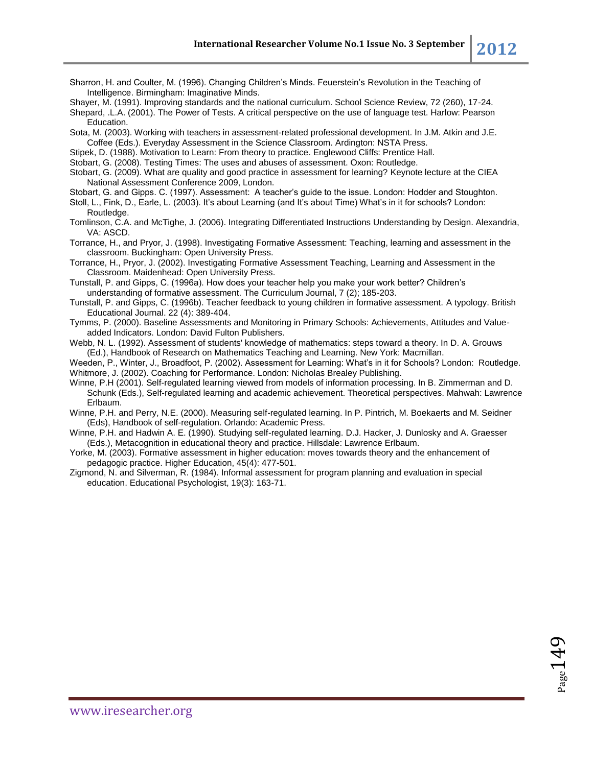Sharron, H. and Coulter, M. (1996). Changing Children's Minds. Feuerstein's Revolution in the Teaching of Intelligence. Birmingham: Imaginative Minds.

Shayer, M. (1991). Improving standards and the national curriculum. School Science Review, 72 (260), 17-24.

Shepard, .L.A. (2001). The Power of Tests. A critical perspective on the use of language test. Harlow: Pearson Education.

Sota, M. (2003). Working with teachers in assessment-related professional development. In J.M. Atkin and J.E. Coffee (Eds.). Everyday Assessment in the Science Classroom. Ardington: NSTA Press.

Stipek, D. (1988). Motivation to Learn: From theory to practice. Englewood Cliffs: Prentice Hall.

Stobart, G. (2008). Testing Times: The uses and abuses of assessment. Oxon: Routledge.

Stobart, G. (2009). What are quality and good practice in assessment for learning? Keynote lecture at the CIEA National Assessment Conference 2009, London.

Stobart, G. and Gipps. C. (1997). Assessment: A teacher's guide to the issue. London: Hodder and Stoughton.

Stoll, L., Fink, D., Earle, L. (2003). It's about Learning (and It's about Time) What's in it for schools? London: Routledge.

Tomlinson, C.A. and McTighe, J. (2006). Integrating Differentiated Instructions Understanding by Design. Alexandria, VA: ASCD.

Torrance, H., and Pryor, J. (1998). Investigating Formative Assessment: Teaching, learning and assessment in the classroom. Buckingham: Open University Press.

Torrance, H., Pryor, J. (2002). Investigating Formative Assessment Teaching, Learning and Assessment in the Classroom. Maidenhead: Open University Press.

Tunstall, P. and Gipps, C. (1996a). How does your teacher help you make your work better? Children's understanding of formative assessment. The Curriculum Journal, 7 (2); 185-203.

Tunstall, P. and Gipps, C. (1996b). Teacher feedback to young children in formative assessment. A typology. British Educational Journal. 22 (4): 389-404.

Tymms, P. (2000). Baseline Assessments and Monitoring in Primary Schools: Achievements, Attitudes and Value-added Indicators. London: David Fulton Publishers.

Webb, N. L. (1992). Assessment of students' knowledge of mathematics: steps toward a theory. In D. A. Grouws (Ed.), Handbook of Research on Mathematics Teaching and Learning. New York: Macmillan.

Weeden, P., Winter, J., Broadfoot, P. (2002). Assessment for Learning: What's in it for Schools? London: Routledge.

Whitmore, J. (2002). Coaching for Performance. London: Nicholas Brealey Publishing.

Winne, P.H (2001). Self-regulated learning viewed from models of information processing. In B. Zimmerman and D. Schunk (Eds.), Self-regulated learning and academic achievement. Theoretical perspectives. Mahwah: Lawrence Erlbaum.

Winne, P.H. and Perry, N.E. (2000). Measuring self-regulated learning. In P. Pintrich, M. Boekaerts and M. Seidner (Eds), Handbook of self-regulation. Orlando: Academic Press.

Winne, P.H. and Hadwin A. E. (1990). Studying self-regulated learning. D.J. Hacker, J. Dunlosky and A. Graesser (Eds.), Metacognition in educational theory and practice. Hillsdale: Lawrence Erlbaum.

Yorke, M. (2003). Formative assessment in higher education: moves towards theory and the enhancement of pedagogic practice. Higher Education, 45(4): 477-501.

Zigmond, N. and Silverman, R. (1984). Informal assessment for program planning and evaluation in special education. Educational Psychologist, 19(3): 163-71.